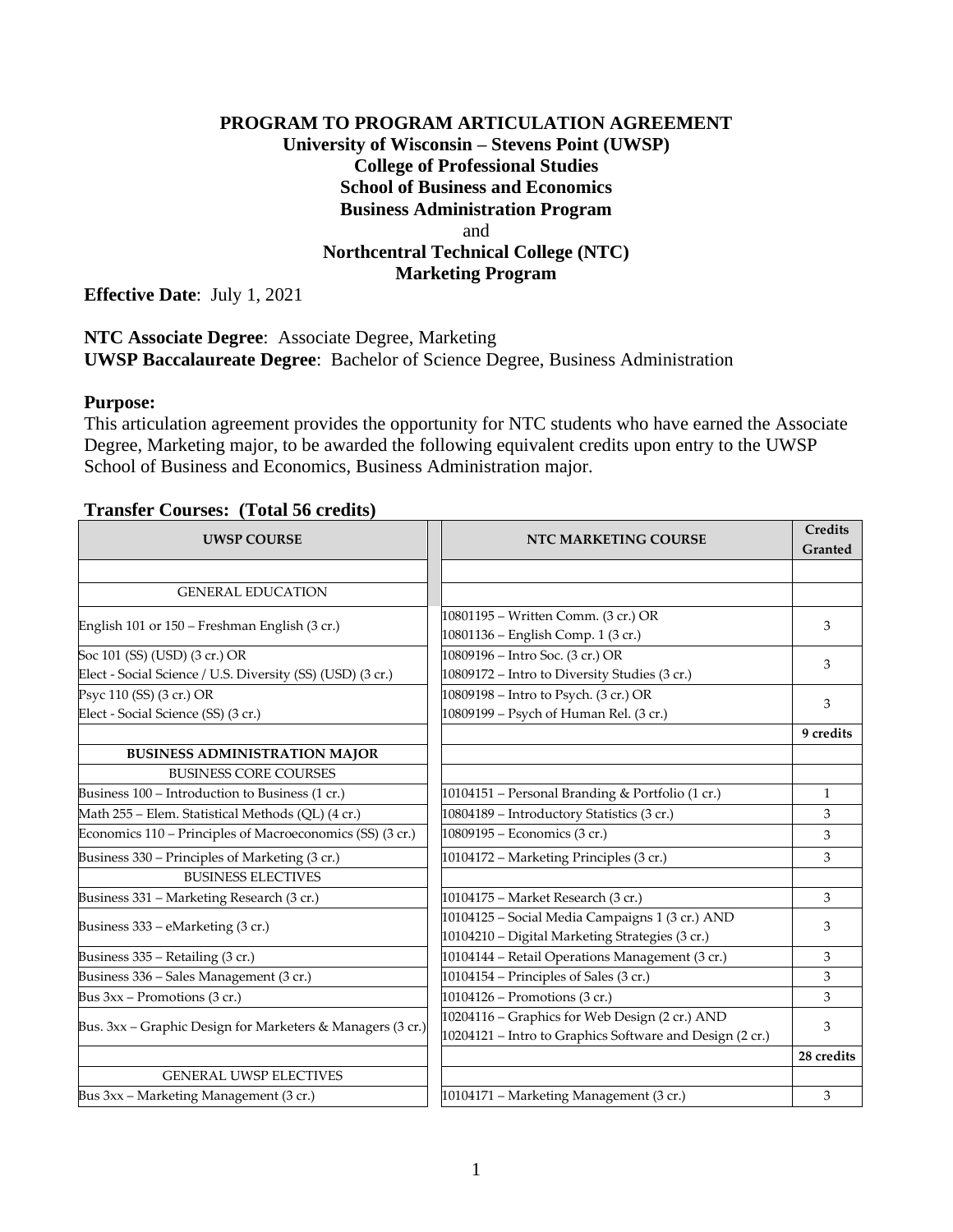**PROGRAM TO PROGRAM ARTICULATION AGREEMENT**
**University of Wisconsin – Stevens Point (UWSP)**
**College of Professional Studies**
**School of Business and Economics**
**Business Administration Program**
and
**Northcentral Technical College (NTC)**
**Marketing Program**

**Effective Date**: July 1, 2021

**NTC Associate Degree**: Associate Degree, Marketing
**UWSP Baccalaureate Degree**: Bachelor of Science Degree, Business Administration

**Purpose:**
This articulation agreement provides the opportunity for NTC students who have earned the Associate Degree, Marketing major, to be awarded the following equivalent credits upon entry to the UWSP School of Business and Economics, Business Administration major.

**Transfer Courses: (Total 56 credits)**

| UWSP COURSE | NTC MARKETING COURSE | Credits Granted |
|---|---|---|
| | | |
| GENERAL EDUCATION | | |
| English 101 or 150 – Freshman English (3 cr.) | 10801195 – Written Comm. (3 cr.) OR 10801136 – English Comp. 1 (3 cr.) | 3 |
| Soc 101 (SS) (USD) (3 cr.) OR Elect - Social Science / U.S. Diversity (SS) (USD) (3 cr.) | 10809196 – Intro Soc. (3 cr.) OR 10809172 – Intro to Diversity Studies (3 cr.) | 3 |
| Psyc 110 (SS) (3 cr.) OR Elect - Social Science (SS) (3 cr.) | 10809198 – Intro to Psych. (3 cr.) OR 10809199 – Psych of Human Rel. (3 cr.) | 3 |
| | | **9 credits** |
| **BUSINESS ADMINISTRATION MAJOR** | | |
| BUSINESS CORE COURSES | | |
| Business 100 – Introduction to Business (1 cr.) | 10104151 – Personal Branding & Portfolio (1 cr.) | 1 |
| Math 255 – Elem. Statistical Methods (QL) (4 cr.) | 10804189 – Introductory Statistics (3 cr.) | 3 |
| Economics 110 – Principles of Macroeconomics (SS) (3 cr.) | 10809195 – Economics (3 cr.) | 3 |
| Business 330 – Principles of Marketing (3 cr.) | 10104172 – Marketing Principles (3 cr.) | 3 |
| BUSINESS ELECTIVES | | |
| Business 331 – Marketing Research (3 cr.) | 10104175 – Market Research (3 cr.) | 3 |
| Business 333 – eMarketing (3 cr.) | 10104125 – Social Media Campaigns 1 (3 cr.) AND 10104210 – Digital Marketing Strategies (3 cr.) | 3 |
| Business 335 – Retailing (3 cr.) | 10104144 – Retail Operations Management (3 cr.) | 3 |
| Business 336 – Sales Management (3 cr.) | 10104154 – Principles of Sales (3 cr.) | 3 |
| Bus 3xx – Promotions (3 cr.) | 10104126 – Promotions (3 cr.) | 3 |
| Bus. 3xx – Graphic Design for Marketers & Managers (3 cr.) | 10204116 – Graphics for Web Design (2 cr.) AND 10204121 – Intro to Graphics Software and Design (2 cr.) | 3 |
| | | **28 credits** |
| GENERAL UWSP ELECTIVES | | |
| Bus 3xx – Marketing Management (3 cr.) | 10104171 – Marketing Management (3 cr.) | 3 |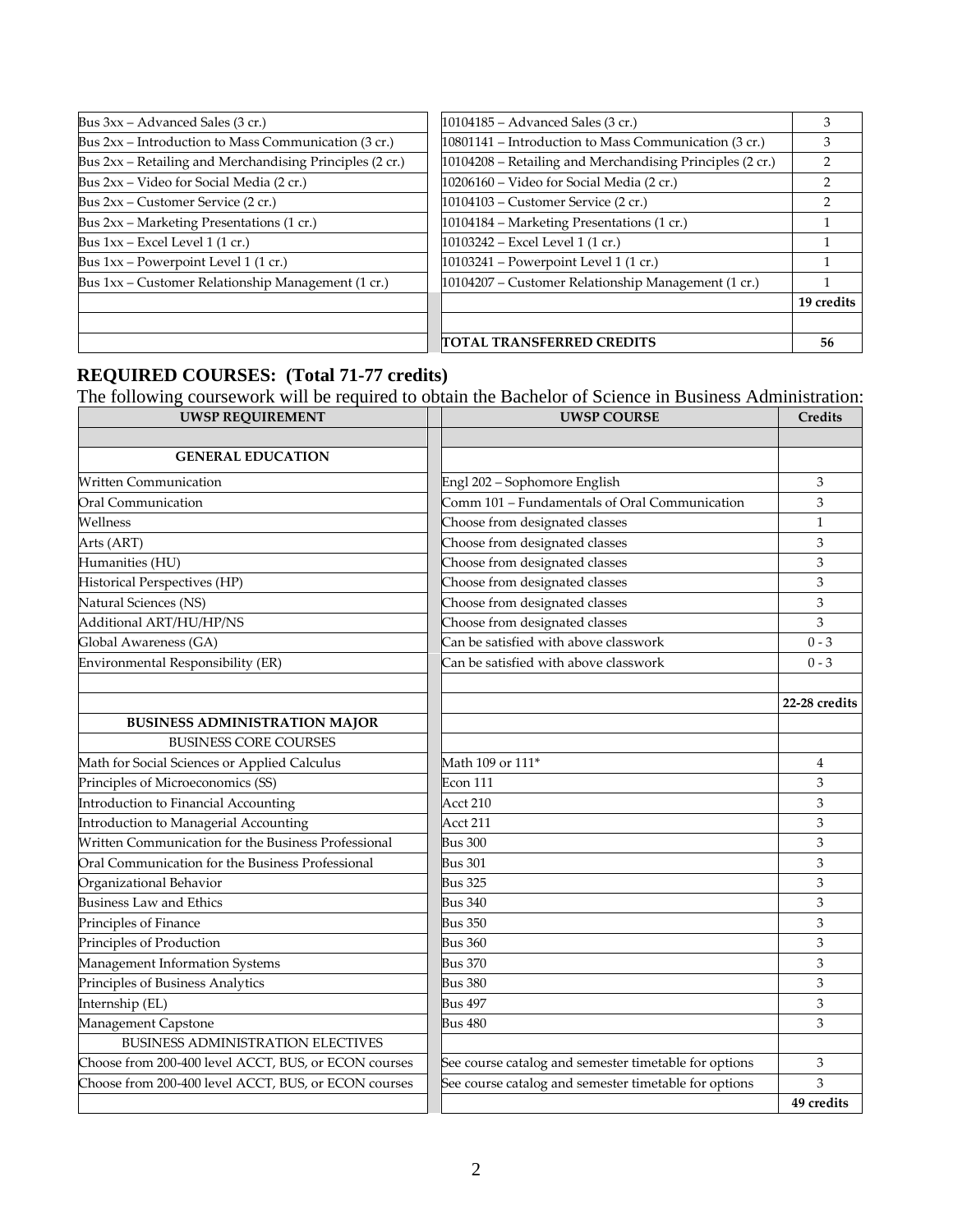| | | |
|---|---|---|
| Bus 3xx – Advanced Sales (3 cr.) | 10104185 – Advanced Sales (3 cr.) | 3 |
| Bus 2xx – Introduction to Mass Communication (3 cr.) | 10801141 – Introduction to Mass Communication (3 cr.) | 3 |
| Bus 2xx – Retailing and Merchandising Principles (2 cr.) | 10104208 – Retailing and Merchandising Principles (2 cr.) | 2 |
| Bus 2xx – Video for Social Media (2 cr.) | 10206160 – Video for Social Media (2 cr.) | 2 |
| Bus 2xx – Customer Service (2 cr.) | 10104103 – Customer Service (2 cr.) | 2 |
| Bus 2xx – Marketing Presentations (1 cr.) | 10104184 – Marketing Presentations (1 cr.) | 1 |
| Bus 1xx – Excel Level 1 (1 cr.) | 10103242 – Excel Level 1 (1 cr.) | 1 |
| Bus 1xx – Powerpoint Level 1 (1 cr.) | 10103241 – Powerpoint Level 1 (1 cr.) | 1 |
| Bus 1xx – Customer Relationship Management (1 cr.) | 10104207 – Customer Relationship Management (1 cr.) | 1 |
| | | **19 credits** |
| | | |
| | **TOTAL TRANSFERRED CREDITS** | **56** |

## REQUIRED COURSES: (Total 71-77 credits)

The following coursework will be required to obtain the Bachelor of Science in Business Administration:

| UWSP REQUIREMENT | UWSP COURSE | Credits |
|---|---|---|
| | | |
| **GENERAL EDUCATION** | | |
| Written Communication | Engl 202 – Sophomore English | 3 |
| Oral Communication | Comm 101 – Fundamentals of Oral Communication | 3 |
| Wellness | Choose from designated classes | 1 |
| Arts (ART) | Choose from designated classes | 3 |
| Humanities (HU) | Choose from designated classes | 3 |
| Historical Perspectives (HP) | Choose from designated classes | 3 |
| Natural Sciences (NS) | Choose from designated classes | 3 |
| Additional ART/HU/HP/NS | Choose from designated classes | 3 |
| Global Awareness (GA) | Can be satisfied with above classwork | 0 - 3 |
| Environmental Responsibility (ER) | Can be satisfied with above classwork | 0 - 3 |
| | | |
| | | **22-28 credits** |
| **BUSINESS ADMINISTRATION MAJOR** | | |
| BUSINESS CORE COURSES | | |
| Math for Social Sciences or Applied Calculus | Math 109 or 111* | 4 |
| Principles of Microeconomics (SS) | Econ 111 | 3 |
| Introduction to Financial Accounting | Acct 210 | 3 |
| Introduction to Managerial Accounting | Acct 211 | 3 |
| Written Communication for the Business Professional | Bus 300 | 3 |
| Oral Communication for the Business Professional | Bus 301 | 3 |
| Organizational Behavior | Bus 325 | 3 |
| Business Law and Ethics | Bus 340 | 3 |
| Principles of Finance | Bus 350 | 3 |
| Principles of Production | Bus 360 | 3 |
| Management Information Systems | Bus 370 | 3 |
| Principles of Business Analytics | Bus 380 | 3 |
| Internship (EL) | Bus 497 | 3 |
| Management Capstone | Bus 480 | 3 |
| BUSINESS ADMINISTRATION ELECTIVES | | |
| Choose from 200-400 level ACCT, BUS, or ECON courses | See course catalog and semester timetable for options | 3 |
| Choose from 200-400 level ACCT, BUS, or ECON courses | See course catalog and semester timetable for options | 3 |
| | | **49 credits** |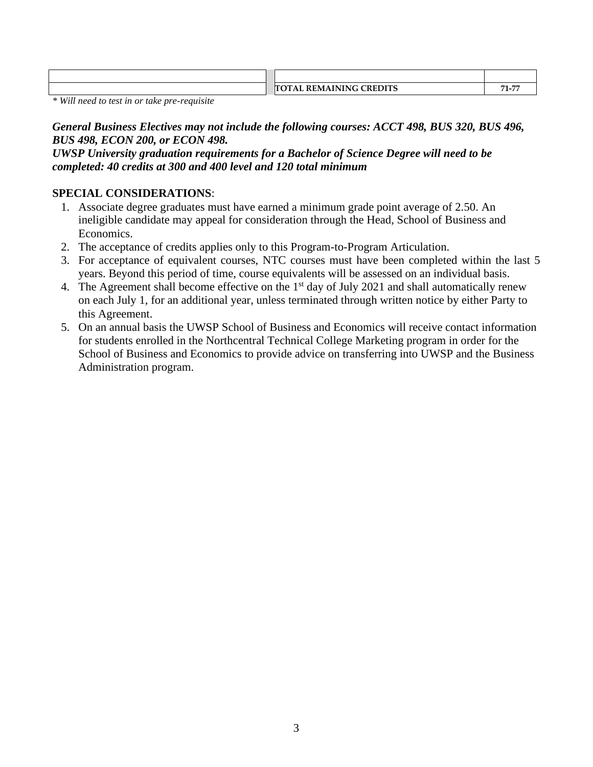| | | | |
|---|---|---|---|
| | | | |
| | | **TOTAL REMAINING CREDITS** | **71-77** |

*\* Will need to test in or take pre-requisite*

***General Business Electives may not include the following courses: ACCT 498, BUS 320, BUS 496, BUS 498, ECON 200, or ECON 498.***
***UWSP University graduation requirements for a Bachelor of Science Degree will need to be completed: 40 credits at 300 and 400 level and 120 total minimum***

**SPECIAL CONSIDERATIONS**:

1. Associate degree graduates must have earned a minimum grade point average of 2.50. An ineligible candidate may appeal for consideration through the Head, School of Business and Economics.
2. The acceptance of credits applies only to this Program-to-Program Articulation.
3. For acceptance of equivalent courses, NTC courses must have been completed within the last 5 years. Beyond this period of time, course equivalents will be assessed on an individual basis.
4. The Agreement shall become effective on the 1st day of July 2021 and shall automatically renew on each July 1, for an additional year, unless terminated through written notice by either Party to this Agreement.
5. On an annual basis the UWSP School of Business and Economics will receive contact information for students enrolled in the Northcentral Technical College Marketing program in order for the School of Business and Economics to provide advice on transferring into UWSP and the Business Administration program.